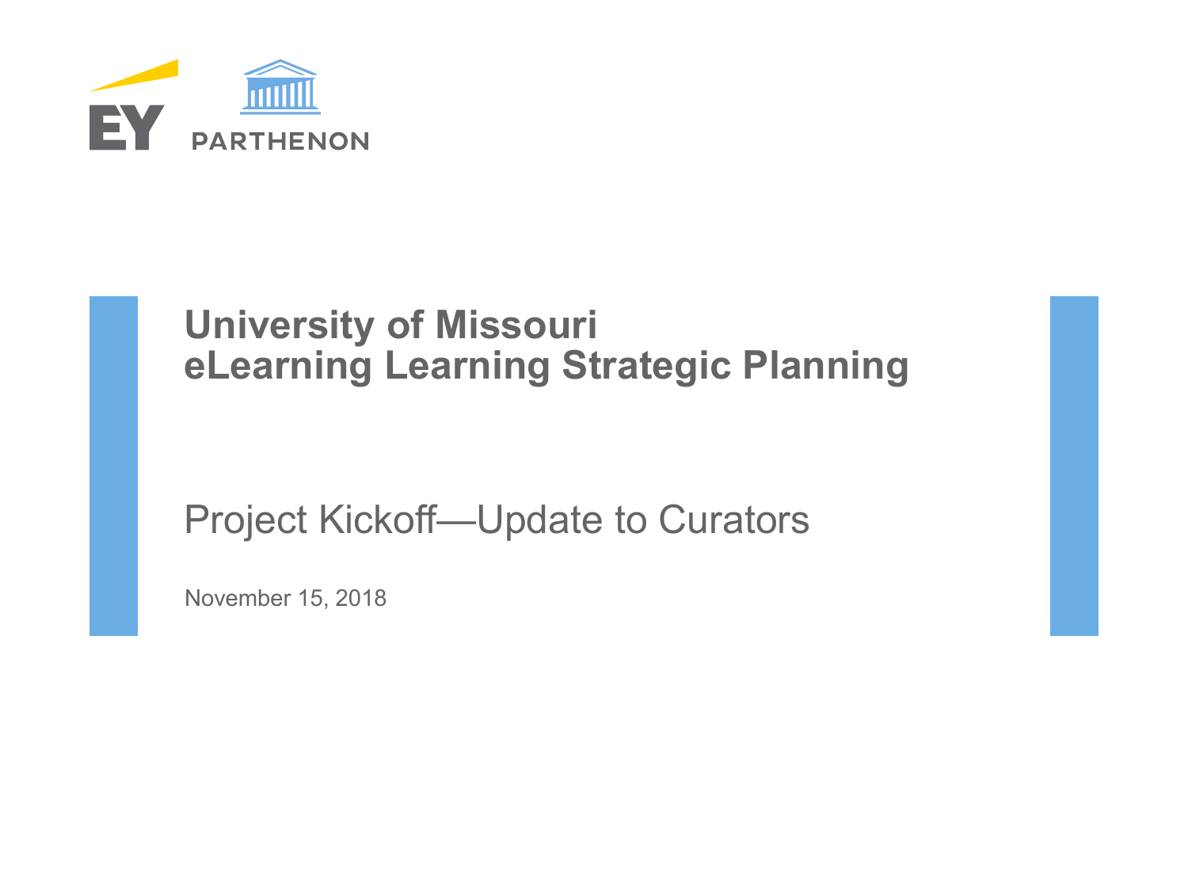EY PARTHENON

# University of Missouri
# eLearning Learning Strategic Planning

## Project Kickoff—Update to Curators

November 15, 2018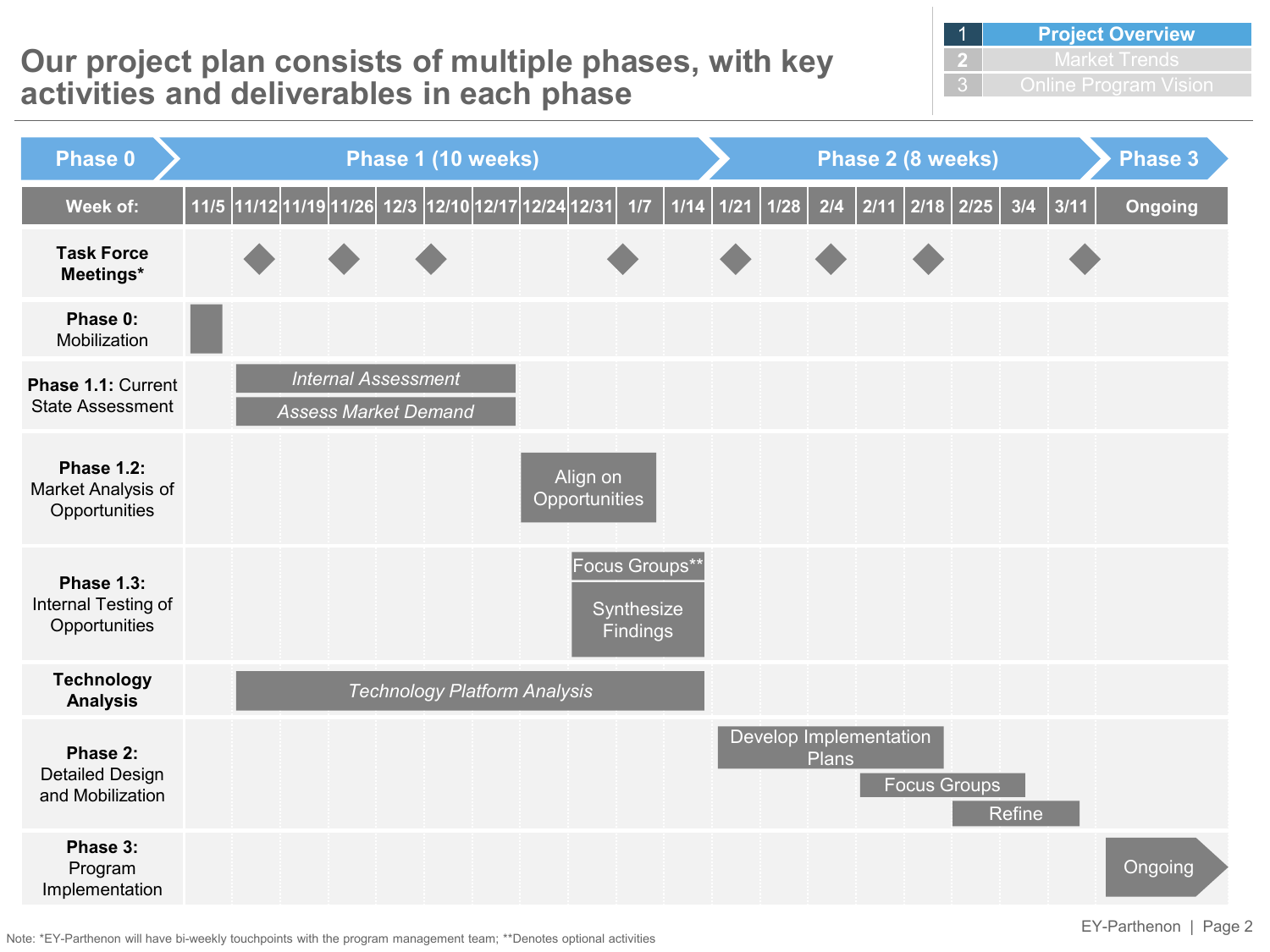# Our project plan consists of multiple phases, with key activities and deliverables in each phase

| 1 | **Project Overview** |
|---|---|
| 2 | Market Trends |
| 3 | Online Program Vision |

| | Phase 0 | Phase 1 (10 weeks) | | | | | | | | | | Phase 2 (8 weeks) | | | | | | | | Phase 3 |
|---|---|---|---|---|---|---|---|---|---|---|---|---|---|---|---|---|---|---|---|---|
| **Week of:** | 11/5 | 11/12 | 11/19 | 11/26 | 12/3 | 12/10 | 12/17 | 12/24 | 12/31 | 1/7 | 1/14 | 1/21 | 1/28 | 2/4 | 2/11 | 2/18 | 2/25 | 3/4 | 3/11 | Ongoing |
| **Task Force Meetings*** | | ◆ | | ◆ | | ◆ | | | | ◆ | | ◆ | | ◆ | | ◆ | | | ◆ | |
| **Phase 0:** Mobilization | ■ | | | | | | | | | | | | | | | | | | | |
| **Phase 1.1:** Current State Assessment | | *Internal Assessment*; *Assess Market Demand* | | | | | | | | | | | | | | | | | | |
| **Phase 1.2:** Market Analysis of Opportunities | | | | | | | | Align on Opportunities | | | | | | | | | | | | |
| **Phase 1.3:** Internal Testing of Opportunities | | | | | | | | | Focus Groups**; Synthesize Findings | | | | | | | | | | | |
| **Technology Analysis** | | *Technology Platform Analysis* | | | | | | | | | | | | | | | | | | |
| **Phase 2:** Detailed Design and Mobilization | | | | | | | | | | | | Develop Implementation Plans | | | Focus Groups | | Refine | | | |
| **Phase 3:** Program Implementation | | | | | | | | | | | | | | | | | | | | Ongoing |

Note: *EY-Parthenon will have bi-weekly touchpoints with the program management team; **Denotes optional activities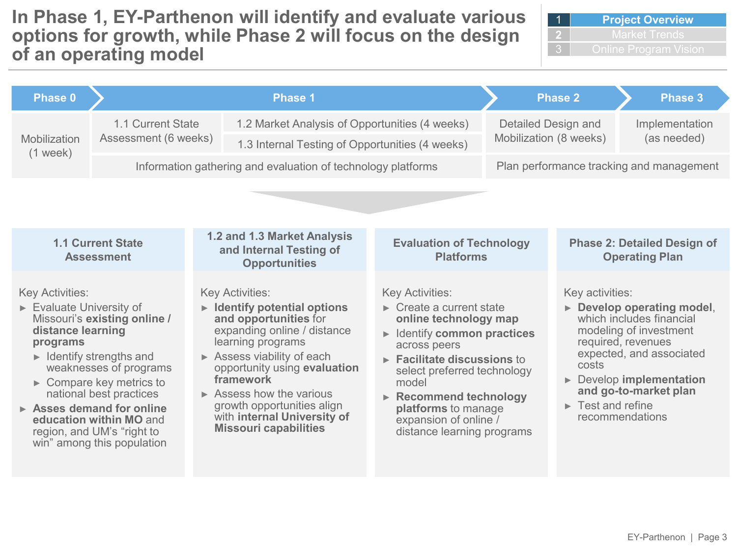# In Phase 1, EY-Parthenon will identify and evaluate various options for growth, while Phase 2 will focus on the design of an operating model

| | |
|---|---|
| 1 | **Project Overview** |
| 2 | Market Trends |
| 3 | Online Program Vision |

| Phase 0 | Phase 1 | | Phase 2 | Phase 3 |
|---|---|---|---|---|
| Mobilization (1 week) | 1.1 Current State Assessment (6 weeks) | 1.2 Market Analysis of Opportunities (4 weeks) / 1.3 Internal Testing of Opportunities (4 weeks) | Detailed Design and Mobilization (8 weeks) | Implementation (as needed) |
| | Information gathering and evaluation of technology platforms | | Plan performance tracking and management | |

### 1.1 Current State Assessment

Key Activities:

- Evaluate University of Missouri's **existing online / distance learning programs**
  - Identify strengths and weaknesses of programs
  - Compare key metrics to national best practices
- **Asses demand for online education within MO** and region, and UM's "right to win" among this population

### 1.2 and 1.3 Market Analysis and Internal Testing of Opportunities

Key Activities:

- **Identify potential options and opportunities** for expanding online / distance learning programs
- Assess viability of each opportunity using **evaluation framework**
- Assess how the various growth opportunities align with **internal University of Missouri capabilities**

### Evaluation of Technology Platforms

Key Activities:

- Create a current state **online technology map**
- Identify **common practices** across peers
- **Facilitate discussions** to select preferred technology model
- **Recommend technology platforms** to manage expansion of online / distance learning programs

### Phase 2: Detailed Design of Operating Plan

Key activities:

- **Develop operating model**, which includes financial modeling of investment required, revenues expected, and associated costs
- Develop **implementation and go-to-market plan**
- Test and refine recommendations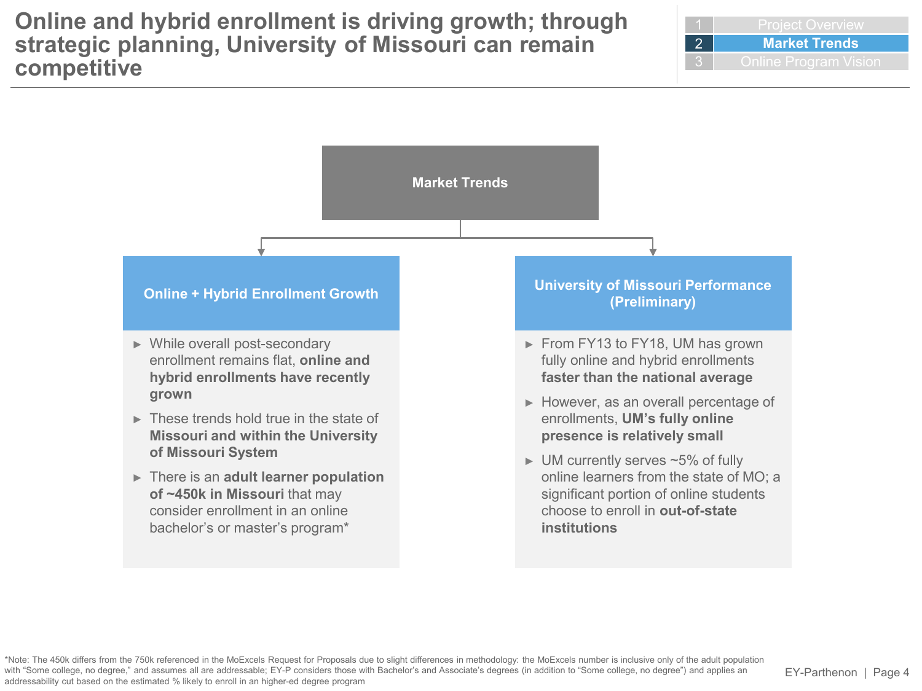# Online and hybrid enrollment is driving growth; through strategic planning, University of Missouri can remain competitive

| 1 | Project Overview |
|---|---|
| 2 | **Market Trends** |
| 3 | Online Program Vision |

## Market Trends

### Online + Hybrid Enrollment Growth

- While overall post-secondary enrollment remains flat, **online and hybrid enrollments have recently grown**
- These trends hold true in the state of **Missouri and within the University of Missouri System**
- There is an **adult learner population of ~450k in Missouri** that may consider enrollment in an online bachelor's or master's program*

### University of Missouri Performance (Preliminary)

- From FY13 to FY18, UM has grown fully online and hybrid enrollments **faster than the national average**
- However, as an overall percentage of enrollments, **UM's fully online presence is relatively small**
- UM currently serves ~5% of fully online learners from the state of MO; a significant portion of online students choose to enroll in **out-of-state institutions**

*Note: The 450k differs from the 750k referenced in the MoExcels Request for Proposals due to slight differences in methodology: the MoExcels number is inclusive only of the adult population with "Some college, no degree," and assumes all are addressable; EY-P considers those with Bachelor's and Associate's degrees (in addition to "Some college, no degree") and applies an addressability cut based on the estimated % likely to enroll in an higher-ed degree program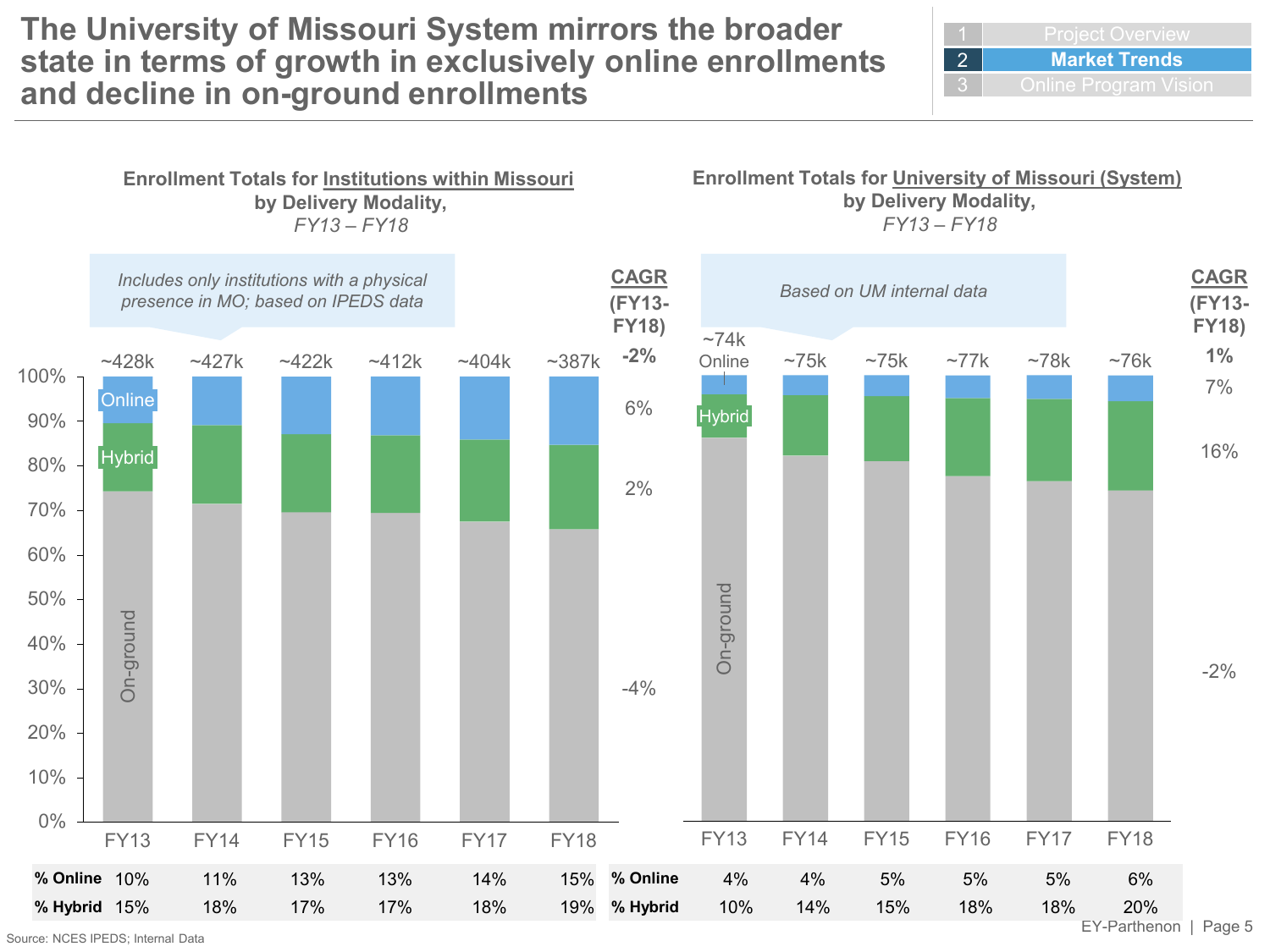# The University of Missouri System mirrors the broader state in terms of growth in exclusively online enrollments and decline in on-ground enrollments

| 1 | Project Overview |
|---|---|
| 2 | **Market Trends** |
| 3 | Online Program Vision |

**Enrollment Totals for Institutions within Missouri by Delivery Modality,** *FY13 – FY18*

*Includes only institutions with a physical presence in MO; based on IPEDS data*

| | FY13 | FY14 | FY15 | FY16 | FY17 | FY18 | CAGR (FY13-FY18) |
|---|---|---|---|---|---|---|---|
| Total | ~428k | ~427k | ~422k | ~412k | ~404k | ~387k | -2% |
| Online | | | | | | | 6% |
| Hybrid | | | | | | | 2% |
| On-ground | | | | | | | -4% |
| **% Online** | 10% | 11% | 13% | 13% | 14% | 15% | |
| **% Hybrid** | 15% | 18% | 17% | 17% | 18% | 19% | |

**Enrollment Totals for University of Missouri (System) by Delivery Modality,** *FY13 – FY18*

*Based on UM internal data*

| | FY13 | FY14 | FY15 | FY16 | FY17 | FY18 | CAGR (FY13-FY18) |
|---|---|---|---|---|---|---|---|
| Total | ~74k | ~75k | ~75k | ~77k | ~78k | ~76k | 1% |
| Online | | | | | | | 7% |
| Hybrid | | | | | | | 16% |
| On-ground | | | | | | | -2% |
| **% Online** | 4% | 4% | 5% | 5% | 5% | 6% | |
| **% Hybrid** | 10% | 14% | 15% | 18% | 18% | 20% | |

Source: NCES IPEDS; Internal Data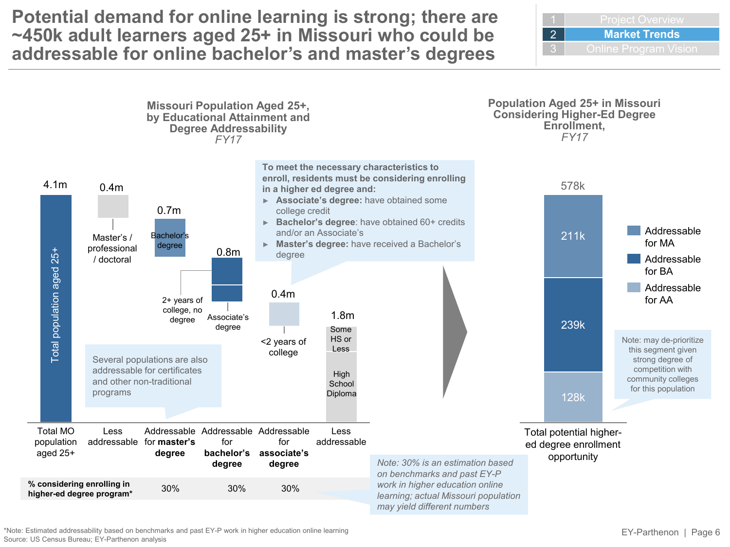# Potential demand for online learning is strong; there are ~450k adult learners aged 25+ in Missouri who could be addressable for online bachelor's and master's degrees

1 Project Overview | **2 Market Trends** | 3 Online Program Vision

## Missouri Population Aged 25+, by Educational Attainment and Degree Addressability

*FY17*

| Category | Population | Segment |
|---|---|---|
| Total MO population aged 25+ | 4.1m | Total population aged 25+ |
| Less addressable | 0.4m | Master's / professional / doctoral |
| Addressable for **master's degree** | 0.7m | Bachelor's degree |
| Addressable for **bachelor's degree** | 0.8m | 2+ years of college, no degree; Associate's degree |
| Addressable for **associate's degree** | 0.4m | <2 years of college |
| Less addressable | 1.8m | Some HS or Less; High School Diploma |

| | Addressable for master's degree | Addressable for bachelor's degree | Addressable for associate's degree |
|---|---|---|---|
| **% considering enrolling in higher-ed degree program*** | 30% | 30% | 30% |

**To meet the necessary characteristics to enroll, residents must be considering enrolling in a higher ed degree and:**

- **Associate's degree:** have obtained some college credit
- **Bachelor's degree**: have obtained 60+ credits and/or an Associate's
- **Master's degree:** have received a Bachelor's degree

Several populations are also addressable for certificates and other non-traditional programs

*Note: 30% is an estimation based on benchmarks and past EY-P work in higher education online learning; actual Missouri population may yield different numbers*

## Population Aged 25+ in Missouri Considering Higher-Ed Degree Enrollment,

*FY17*

Total potential higher-ed degree enrollment opportunity: 578k

| Segment | Population |
|---|---|
| Addressable for MA | 211k |
| Addressable for BA | 239k |
| Addressable for AA | 128k |

Note: may de-prioritize this segment given strong degree of competition with community colleges for this population

*Note: Estimated addressability based on benchmarks and past EY-P work in higher education online learning
Source: US Census Bureau; EY-Parthenon analysis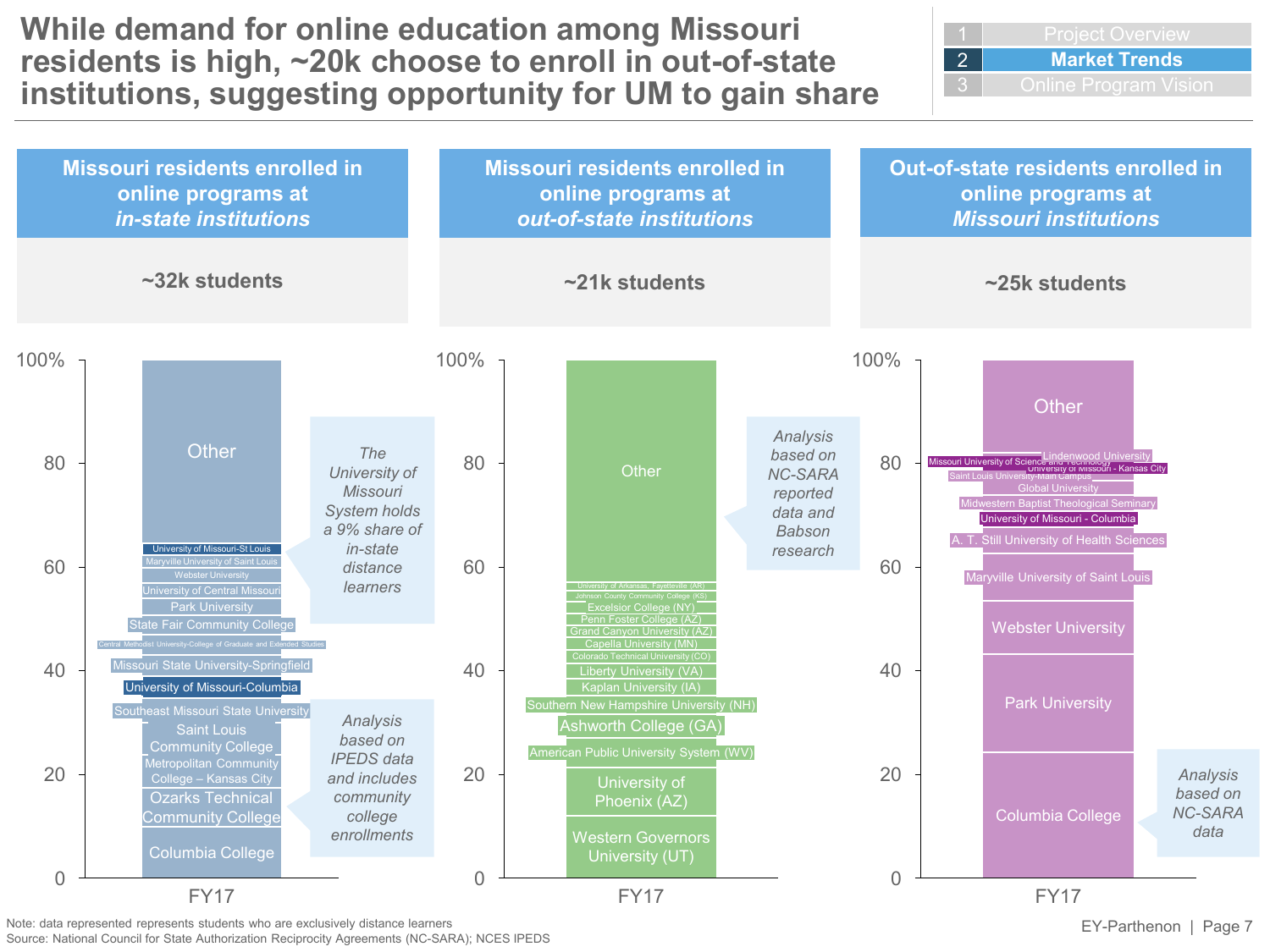# While demand for online education among Missouri residents is high, ~20k choose to enroll in out-of-state institutions, suggesting opportunity for UM to gain share

1. Project Overview
2. **Market Trends**
3. Online Program Vision

## Missouri residents enrolled in online programs at *in-state institutions*

**~32k students**

FY17 (0–100%), from bottom to top:

- Columbia College
- Ozarks Technical Community College
- Metropolitan Community College – Kansas City
- Saint Louis Community College
- Southeast Missouri State University
- University of Missouri-Columbia
- Missouri State University-Springfield
- Central Methodist University-College of Graduate and Extended Studies
- State Fair Community College
- Park University
- University of Central Missouri
- Webster University
- Maryville University of Saint Louis
- University of Missouri-St Louis
- Other

*The University of Missouri System holds a 9% share of in-state distance learners*

*Analysis based on IPEDS data and includes community college enrollments*

## Missouri residents enrolled in online programs at *out-of-state institutions*

**~21k students**

FY17 (0–100%), from bottom to top:

- Western Governors University (UT)
- University of Phoenix (AZ)
- American Public University System (WV)
- Ashworth College (GA)
- Southern New Hampshire University (NH)
- Kaplan University (IA)
- Liberty University (VA)
- Colorado Technical University (CO)
- Capella University (MN)
- Grand Canyon University (AZ)
- Penn Foster College (AZ)
- Excelsior College (NY)
- Johnson County Community College (KS)
- University of Arkansas, Fayetteville (AR)
- Other

*Analysis based on NC-SARA reported data and Babson research*

## Out-of-state residents enrolled in online programs at *Missouri institutions*

**~25k students**

FY17 (0–100%), from bottom to top:

- Columbia College
- Park University
- Webster University
- Maryville University of Saint Louis
- A. T. Still University of Health Sciences
- University of Missouri - Columbia
- Midwestern Baptist Theological Seminary
- Global University
- Saint Louis University-Main Campus
- University of Missouri - Kansas City
- Missouri University of Science and Technology
- Lindenwood University
- Other

*Analysis based on NC-SARA data*

Note: data represented represents students who are exclusively distance learners
Source: National Council for State Authorization Reciprocity Agreements (NC-SARA); NCES IPEDS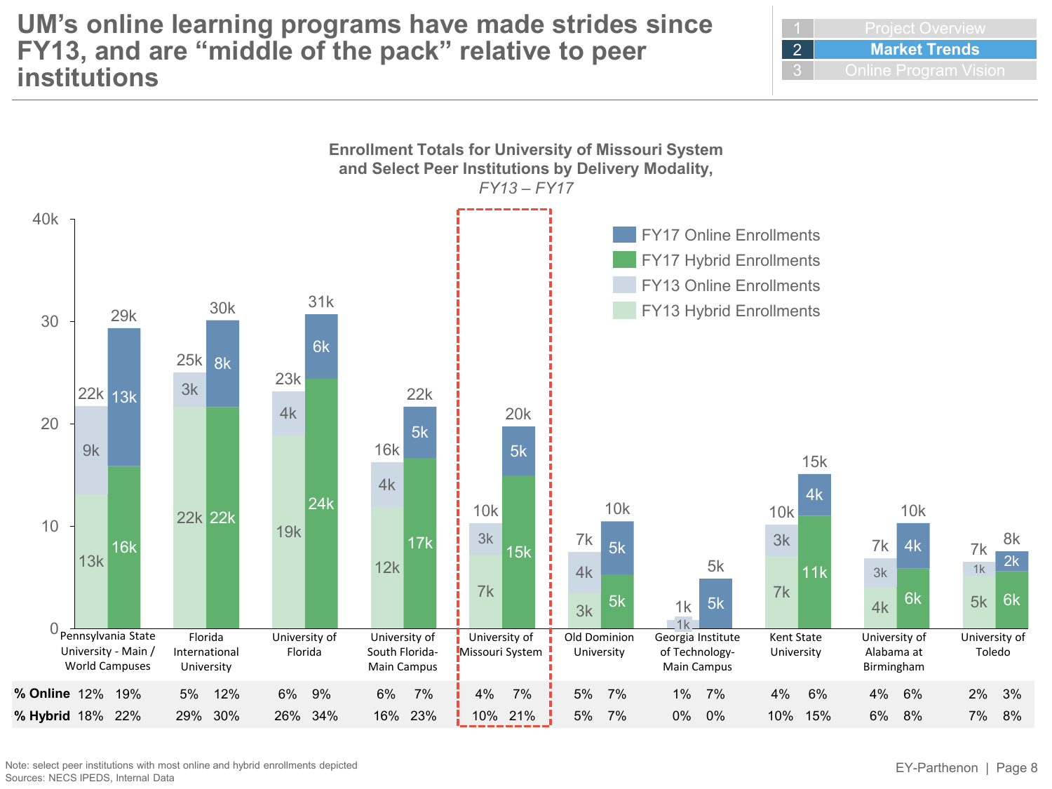# UM's online learning programs have made strides since FY13, and are "middle of the pack" relative to peer institutions

1 Project Overview
2 **Market Trends**
3 Online Program Vision

**Enrollment Totals for University of Missouri System and Select Peer Institutions by Delivery Modality,**
*FY13 – FY17*

| Institution | FY13 Hybrid | FY13 Online | FY13 Total | FY17 Hybrid | FY17 Online | FY17 Total |
|---|---|---|---|---|---|---|
| Pennsylvania State University - Main / World Campuses | 13k | 9k | 22k | 16k | 13k | 29k |
| Florida International University | 22k | 3k | 25k | 22k | 8k | 30k |
| University of Florida | 19k | 4k | 23k | 24k | 6k | 31k |
| University of South Florida-Main Campus | 12k | 4k | 16k | 17k | 5k | 22k |
| University of Missouri System | 7k | 3k | 10k | 15k | 5k | 20k |
| Old Dominion University | 3k | 4k | 7k | 5k | 5k | 10k |
| Georgia Institute of Technology-Main Campus | | 1k | 1k | | 5k | 5k |
| Kent State University | 7k | 3k | 10k | 11k | 4k | 15k |
| University of Alabama at Birmingham | 4k | 3k | 7k | 6k | 4k | 10k |
| University of Toledo | 5k | 1k | 7k | 6k | 2k | 8k |

| | Pennsylvania State University - Main / World Campuses | | Florida International University | | University of Florida | | University of South Florida-Main Campus | | University of Missouri System | | Old Dominion University | | Georgia Institute of Technology-Main Campus | | Kent State University | | University of Alabama at Birmingham | | University of Toledo | |
|---|---|---|---|---|---|---|---|---|---|---|---|---|---|---|---|---|---|---|---|---|
| | FY13 | FY17 | FY13 | FY17 | FY13 | FY17 | FY13 | FY17 | FY13 | FY17 | FY13 | FY17 | FY13 | FY17 | FY13 | FY17 | FY13 | FY17 | FY13 | FY17 |
| **% Online** | 12% | 19% | 5% | 12% | 6% | 9% | 6% | 7% | 4% | 7% | 5% | 7% | 1% | 7% | 4% | 6% | 4% | 6% | 2% | 3% |
| **% Hybrid** | 18% | 22% | 29% | 30% | 26% | 34% | 16% | 23% | 10% | 21% | 5% | 7% | 0% | 0% | 10% | 15% | 6% | 8% | 7% | 8% |

Note: select peer institutions with most online and hybrid enrollments depicted
Sources: NECS IPEDS, Internal Data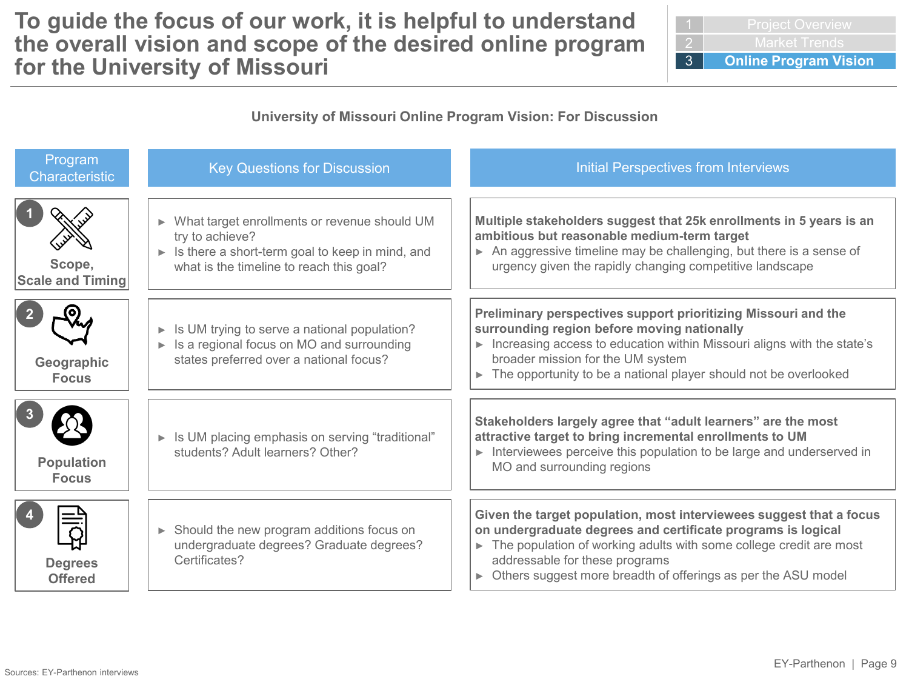# To guide the focus of our work, it is helpful to understand the overall vision and scope of the desired online program for the University of Missouri

| | |
|---|---|
| 1 | Project Overview |
| 2 | Market Trends |
| 3 | **Online Program Vision** |

## University of Missouri Online Program Vision: For Discussion

| Program Characteristic | Key Questions for Discussion | Initial Perspectives from Interviews |
|---|---|---|
| 1 Scope, Scale and Timing | ► What target enrollments or revenue should UM try to achieve?<br>► Is there a short-term goal to keep in mind, and what is the timeline to reach this goal? | **Multiple stakeholders suggest that 25k enrollments in 5 years is an ambitious but reasonable medium-term target**<br>► An aggressive timeline may be challenging, but there is a sense of urgency given the rapidly changing competitive landscape |
| 2 Geographic Focus | ► Is UM trying to serve a national population?<br>► Is a regional focus on MO and surrounding states preferred over a national focus? | **Preliminary perspectives support prioritizing Missouri and the surrounding region before moving nationally**<br>► Increasing access to education within Missouri aligns with the state's broader mission for the UM system<br>► The opportunity to be a national player should not be overlooked |
| 3 Population Focus | ► Is UM placing emphasis on serving "traditional" students? Adult learners? Other? | **Stakeholders largely agree that "adult learners" are the most attractive target to bring incremental enrollments to UM**<br>► Interviewees perceive this population to be large and underserved in MO and surrounding regions |
| 4 Degrees Offered | ► Should the new program additions focus on undergraduate degrees? Graduate degrees? Certificates? | **Given the target population, most interviewees suggest that a focus on undergraduate degrees and certificate programs is logical**<br>► The population of working adults with some college credit are most addressable for these programs<br>► Others suggest more breadth of offerings as per the ASU model |

Sources: EY-Parthenon interviews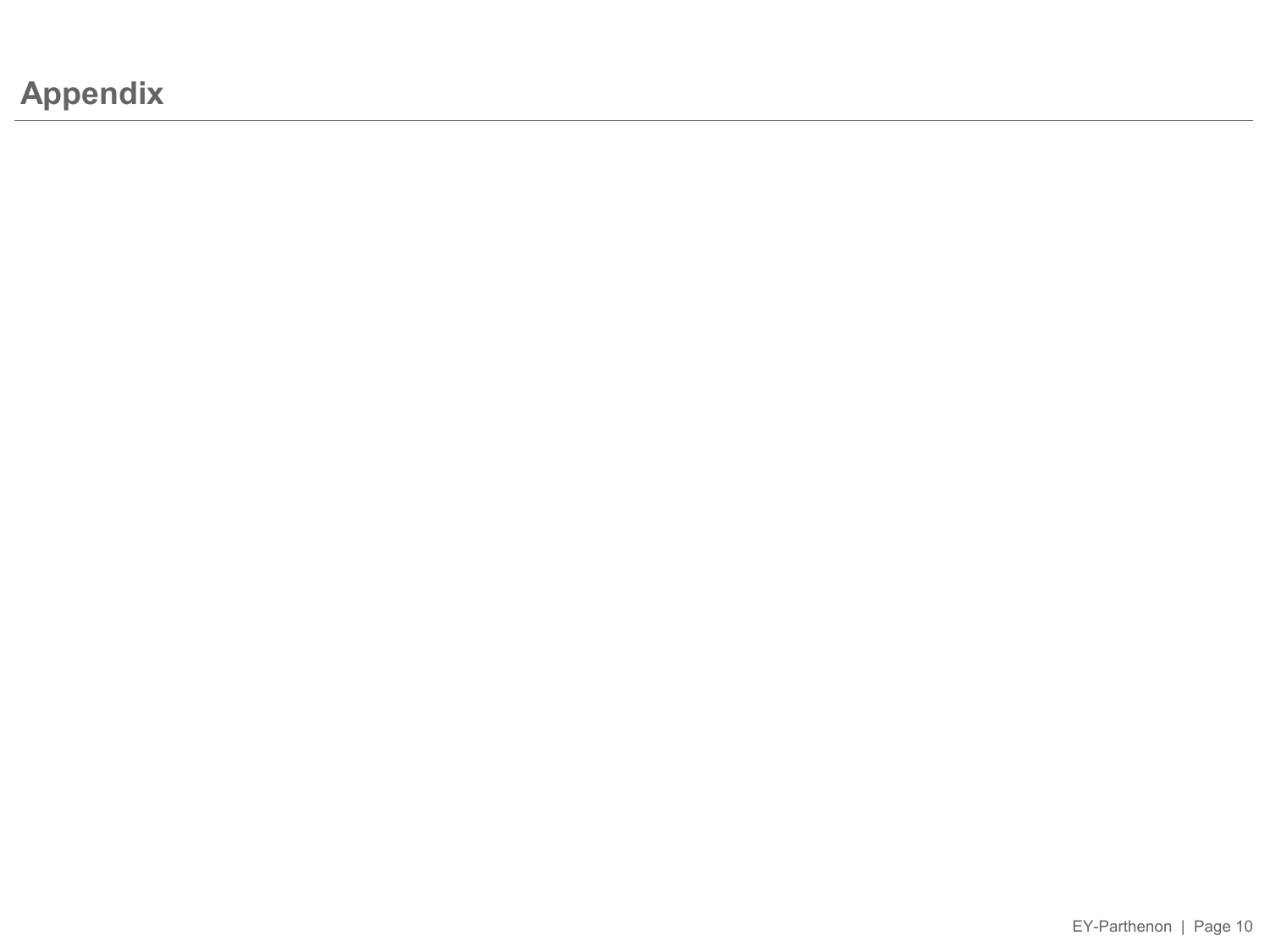# Appendix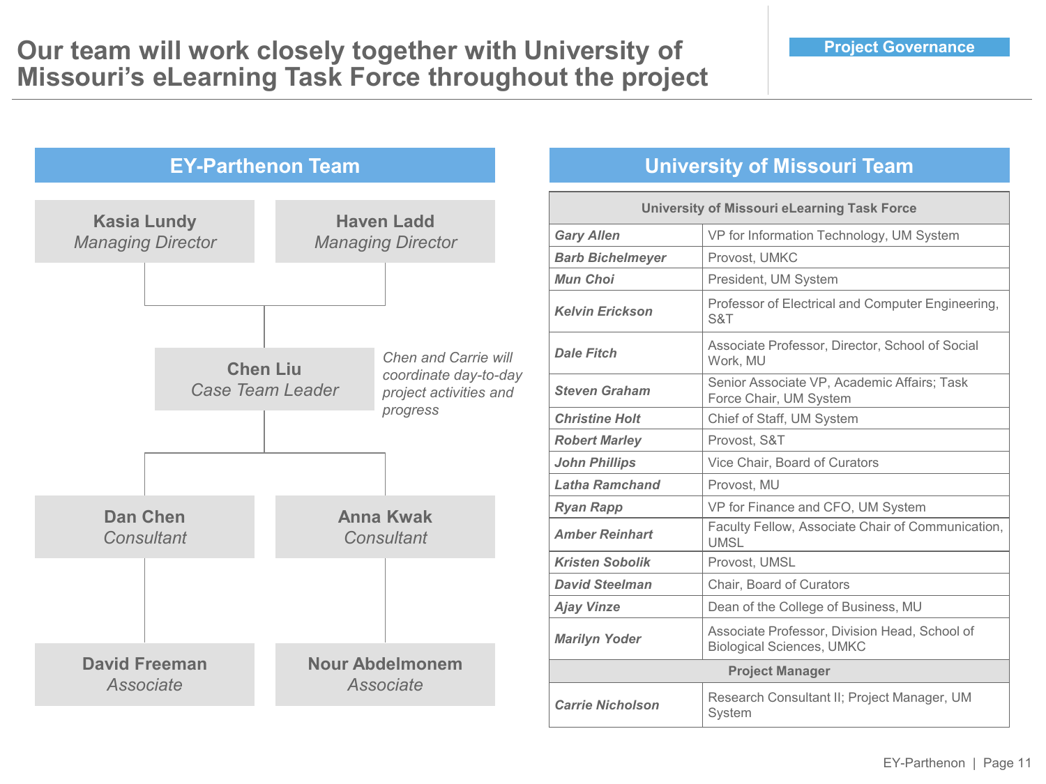# Our team will work closely together with University of Missouri's eLearning Task Force throughout the project

**Project Governance**

## EY-Parthenon Team

**Kasia Lundy**
*Managing Director*

**Haven Ladd**
*Managing Director*

**Chen Liu**
*Case Team Leader*

*Chen and Carrie will coordinate day-to-day project activities and progress*

**Dan Chen**
*Consultant*

**Anna Kwak**
*Consultant*

**David Freeman**
*Associate*

**Nour Abdelmonem**
*Associate*

## University of Missouri Team

| University of Missouri eLearning Task Force | |
|---|---|
| ***Gary Allen*** | VP for Information Technology, UM System |
| ***Barb Bichelmeyer*** | Provost, UMKC |
| ***Mun Choi*** | President, UM System |
| ***Kelvin Erickson*** | Professor of Electrical and Computer Engineering, S&T |
| ***Dale Fitch*** | Associate Professor, Director, School of Social Work, MU |
| ***Steven Graham*** | Senior Associate VP, Academic Affairs; Task Force Chair, UM System |
| ***Christine Holt*** | Chief of Staff, UM System |
| ***Robert Marley*** | Provost, S&T |
| ***John Phillips*** | Vice Chair, Board of Curators |
| ***Latha Ramchand*** | Provost, MU |
| ***Ryan Rapp*** | VP for Finance and CFO, UM System |
| ***Amber Reinhart*** | Faculty Fellow, Associate Chair of Communication, UMSL |
| ***Kristen Sobolik*** | Provost, UMSL |
| ***David Steelman*** | Chair, Board of Curators |
| ***Ajay Vinze*** | Dean of the College of Business, MU |
| ***Marilyn Yoder*** | Associate Professor, Division Head, School of Biological Sciences, UMKC |
| **Project Manager** | |
| ***Carrie Nicholson*** | Research Consultant II; Project Manager, UM System |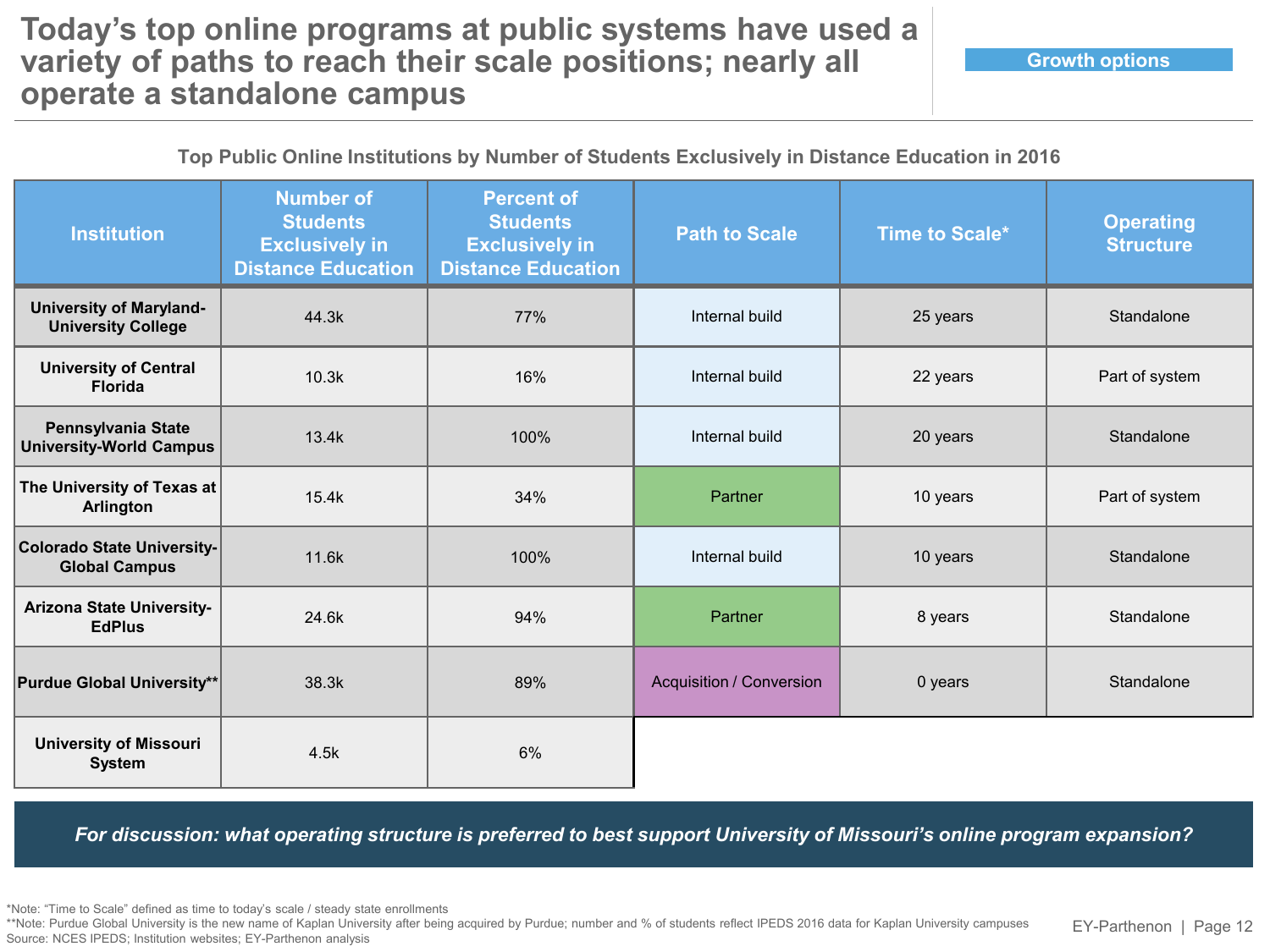# Today's top online programs at public systems have used a variety of paths to reach their scale positions; nearly all operate a standalone campus

Growth options

**Top Public Online Institutions by Number of Students Exclusively in Distance Education in 2016**

| Institution | Number of Students Exclusively in Distance Education | Percent of Students Exclusively in Distance Education | Path to Scale | Time to Scale* | Operating Structure |
|---|---|---|---|---|---|
| **University of Maryland-University College** | 44.3k | 77% | Internal build | 25 years | Standalone |
| **University of Central Florida** | 10.3k | 16% | Internal build | 22 years | Part of system |
| **Pennsylvania State University-World Campus** | 13.4k | 100% | Internal build | 20 years | Standalone |
| **The University of Texas at Arlington** | 15.4k | 34% | Partner | 10 years | Part of system |
| **Colorado State University-Global Campus** | 11.6k | 100% | Internal build | 10 years | Standalone |
| **Arizona State University-EdPlus** | 24.6k | 94% | Partner | 8 years | Standalone |
| **Purdue Global University**** | 38.3k | 89% | Acquisition / Conversion | 0 years | Standalone |
| **University of Missouri System** | 4.5k | 6% | | | |

***For discussion: what operating structure is preferred to best support University of Missouri's online program expansion?***

*Note: "Time to Scale" defined as time to today's scale / steady state enrollments
**Note: Purdue Global University is the new name of Kaplan University after being acquired by Purdue; number and % of students reflect IPEDS 2016 data for Kaplan University campuses
Source: NCES IPEDS; Institution websites; EY-Parthenon analysis